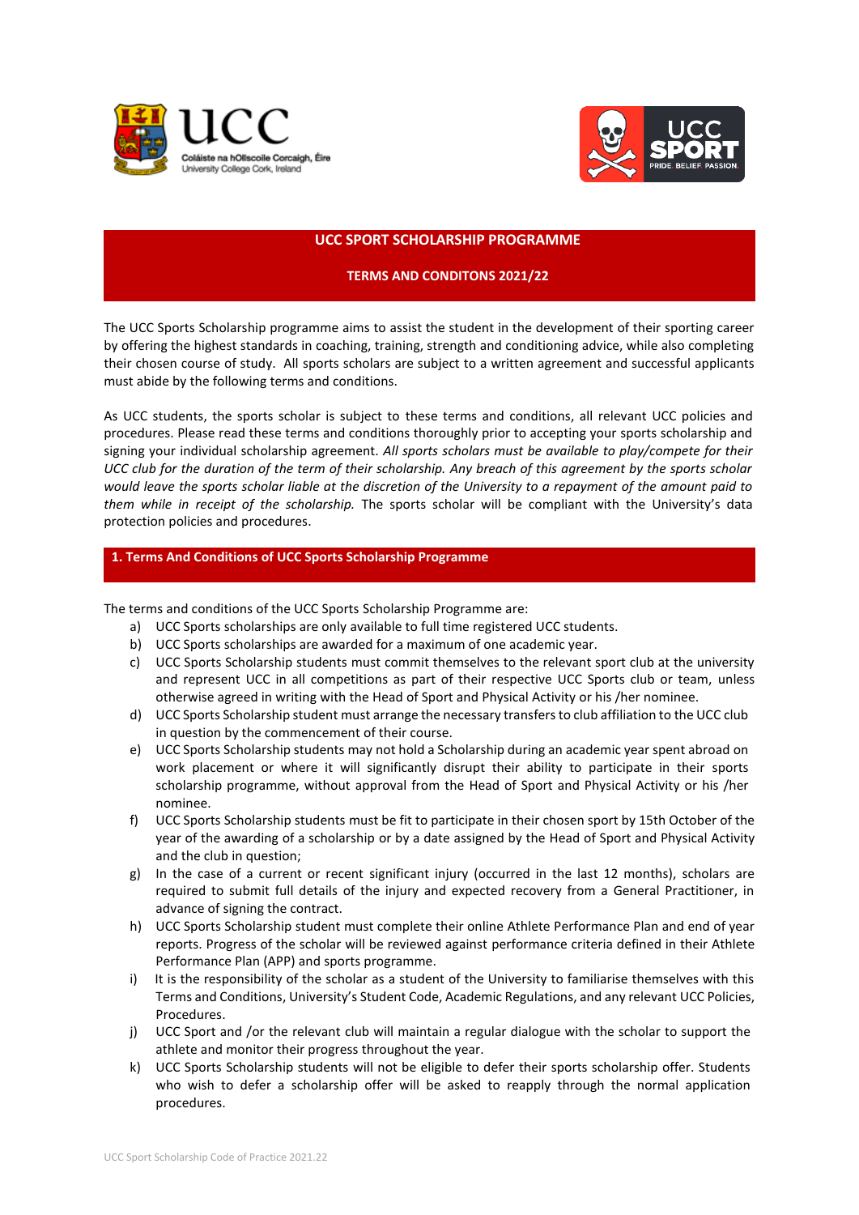# UCC SPORT SCHOLARSHIP PROGRAMME

## TERMS AND CONDITONS 2021/22

The UCC Sports Scholarship programme aims to assist the student in the development of their sporting career by offering the highest standards in coaching, training, strength and conditioning advice, while also completing their chosen course of study. All sports scholars are subject to a written agreement and successful applicants must abide by the following terms and conditions.

As UCC students, the sports scholar is subject to these terms and conditions, all relevant UCC policies and procedures. Please read these terms and conditions thoroughly prior to accepting your sports scholarship and signing your individual scholarship agreement. *All sports scholars must be available to play/compete for their UCC club for the duration of the term of their scholarship. Any breach of this agreement by the sports scholar would leave the sports scholar liable at the discretion of the University to a repayment of the amount paid to them while in receipt of the scholarship.* The sports scholar will be compliant with the University's data protection policies and procedures.

## 1. Terms And Conditions of UCC Sports Scholarship Programme

The terms and conditions of the UCC Sports Scholarship Programme are:

a) UCC Sports scholarships are only available to full time registered UCC students.
b) UCC Sports scholarships are awarded for a maximum of one academic year.
c) UCC Sports Scholarship students must commit themselves to the relevant sport club at the university and represent UCC in all competitions as part of their respective UCC Sports club or team, unless otherwise agreed in writing with the Head of Sport and Physical Activity or his /her nominee.
d) UCC Sports Scholarship student must arrange the necessary transfers to club affiliation to the UCC club in question by the commencement of their course.
e) UCC Sports Scholarship students may not hold a Scholarship during an academic year spent abroad on work placement or where it will significantly disrupt their ability to participate in their sports scholarship programme, without approval from the Head of Sport and Physical Activity or his /her nominee.
f) UCC Sports Scholarship students must be fit to participate in their chosen sport by 15th October of the year of the awarding of a scholarship or by a date assigned by the Head of Sport and Physical Activity and the club in question;
g) In the case of a current or recent significant injury (occurred in the last 12 months), scholars are required to submit full details of the injury and expected recovery from a General Practitioner, in advance of signing the contract.
h) UCC Sports Scholarship student must complete their online Athlete Performance Plan and end of year reports. Progress of the scholar will be reviewed against performance criteria defined in their Athlete Performance Plan (APP) and sports programme.
i) It is the responsibility of the scholar as a student of the University to familiarise themselves with this Terms and Conditions, University's Student Code, Academic Regulations, and any relevant UCC Policies, Procedures.
j) UCC Sport and /or the relevant club will maintain a regular dialogue with the scholar to support the athlete and monitor their progress throughout the year.
k) UCC Sports Scholarship students will not be eligible to defer their sports scholarship offer. Students who wish to defer a scholarship offer will be asked to reapply through the normal application procedures.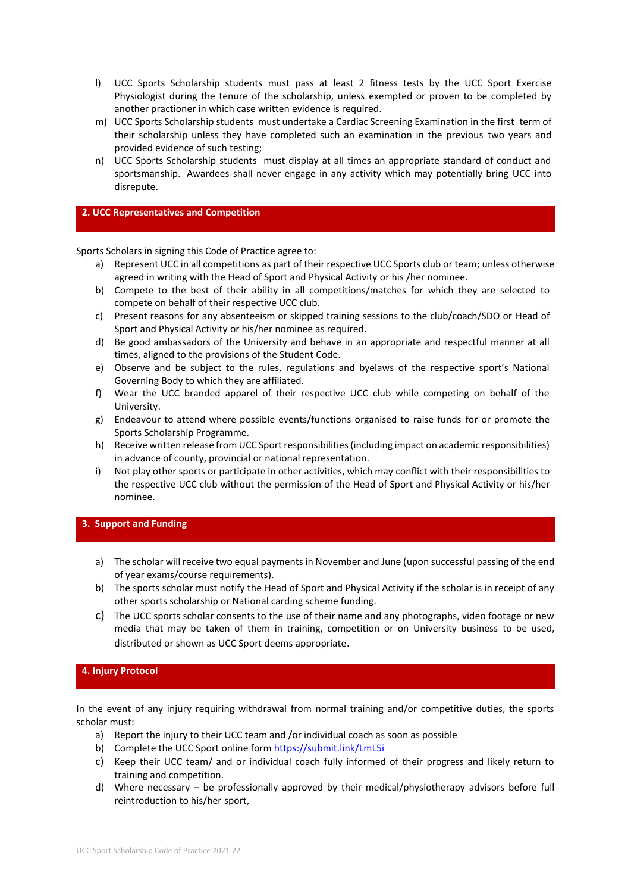l) UCC Sports Scholarship students must pass at least 2 fitness tests by the UCC Sport Exercise Physiologist during the tenure of the scholarship, unless exempted or proven to be completed by another practioner in which case written evidence is required.

m) UCC Sports Scholarship students must undertake a Cardiac Screening Examination in the first term of their scholarship unless they have completed such an examination in the previous two years and provided evidence of such testing;

n) UCC Sports Scholarship students must display at all times an appropriate standard of conduct and sportsmanship. Awardees shall never engage in any activity which may potentially bring UCC into disrepute.

## 2. UCC Representatives and Competition

Sports Scholars in signing this Code of Practice agree to:

a) Represent UCC in all competitions as part of their respective UCC Sports club or team; unless otherwise agreed in writing with the Head of Sport and Physical Activity or his /her nominee.

b) Compete to the best of their ability in all competitions/matches for which they are selected to compete on behalf of their respective UCC club.

c) Present reasons for any absenteeism or skipped training sessions to the club/coach/SDO or Head of Sport and Physical Activity or his/her nominee as required.

d) Be good ambassadors of the University and behave in an appropriate and respectful manner at all times, aligned to the provisions of the Student Code.

e) Observe and be subject to the rules, regulations and byelaws of the respective sport's National Governing Body to which they are affiliated.

f) Wear the UCC branded apparel of their respective UCC club while competing on behalf of the University.

g) Endeavour to attend where possible events/functions organised to raise funds for or promote the Sports Scholarship Programme.

h) Receive written release from UCC Sport responsibilities (including impact on academic responsibilities) in advance of county, provincial or national representation.

i) Not play other sports or participate in other activities, which may conflict with their responsibilities to the respective UCC club without the permission of the Head of Sport and Physical Activity or his/her nominee.

## 3. Support and Funding

a) The scholar will receive two equal payments in November and June (upon successful passing of the end of year exams/course requirements).

b) The sports scholar must notify the Head of Sport and Physical Activity if the scholar is in receipt of any other sports scholarship or National carding scheme funding.

c) The UCC sports scholar consents to the use of their name and any photographs, video footage or new media that may be taken of them in training, competition or on University business to be used, distributed or shown as UCC Sport deems appropriate.

## 4. Injury Protocol

In the event of any injury requiring withdrawal from normal training and/or competitive duties, the sports scholar must:

a) Report the injury to their UCC team and /or individual coach as soon as possible

b) Complete the UCC Sport online form https://submit.link/LmL5i

c) Keep their UCC team/ and or individual coach fully informed of their progress and likely return to training and competition.

d) Where necessary – be professionally approved by their medical/physiotherapy advisors before full reintroduction to his/her sport,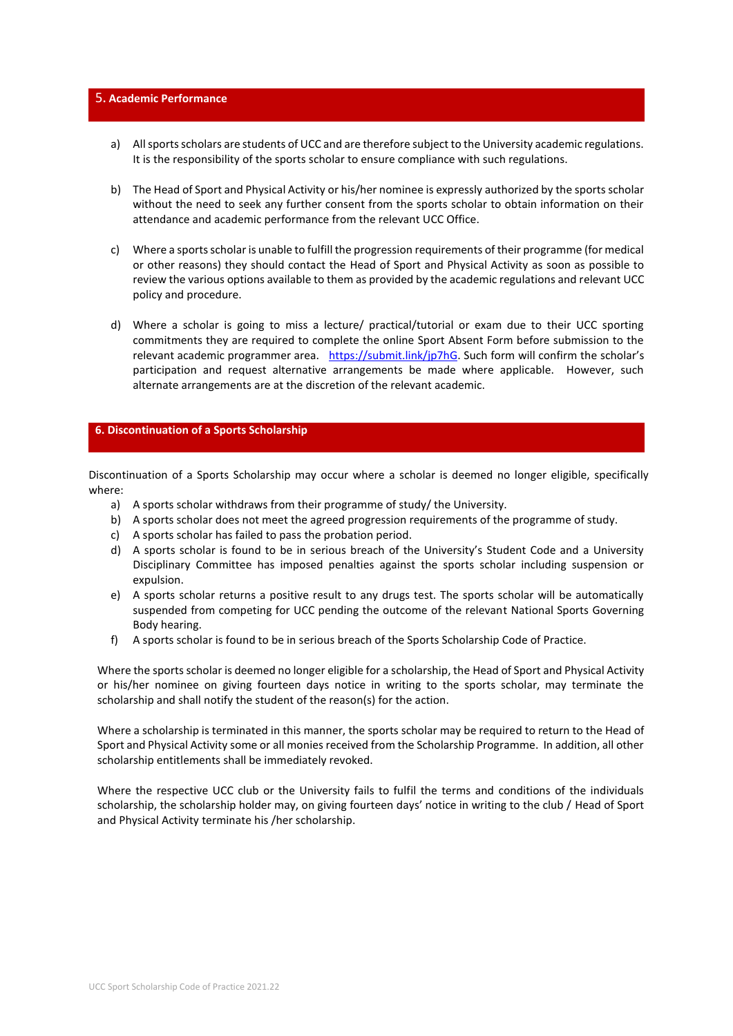## 5. Academic Performance

a) All sports scholars are students of UCC and are therefore subject to the University academic regulations. It is the responsibility of the sports scholar to ensure compliance with such regulations.

b) The Head of Sport and Physical Activity or his/her nominee is expressly authorized by the sports scholar without the need to seek any further consent from the sports scholar to obtain information on their attendance and academic performance from the relevant UCC Office.

c) Where a sports scholar is unable to fulfill the progression requirements of their programme (for medical or other reasons) they should contact the Head of Sport and Physical Activity as soon as possible to review the various options available to them as provided by the academic regulations and relevant UCC policy and procedure.

d) Where a scholar is going to miss a lecture/ practical/tutorial or exam due to their UCC sporting commitments they are required to complete the online Sport Absent Form before submission to the relevant academic programmer area. [https://submit.link/jp7hG](https://submit.link/jp7hG). Such form will confirm the scholar's participation and request alternative arrangements be made where applicable. However, such alternate arrangements are at the discretion of the relevant academic.

## 6. Discontinuation of a Sports Scholarship

Discontinuation of a Sports Scholarship may occur where a scholar is deemed no longer eligible, specifically where:

a) A sports scholar withdraws from their programme of study/ the University.
b) A sports scholar does not meet the agreed progression requirements of the programme of study.
c) A sports scholar has failed to pass the probation period.
d) A sports scholar is found to be in serious breach of the University's Student Code and a University Disciplinary Committee has imposed penalties against the sports scholar including suspension or expulsion.
e) A sports scholar returns a positive result to any drugs test. The sports scholar will be automatically suspended from competing for UCC pending the outcome of the relevant National Sports Governing Body hearing.
f) A sports scholar is found to be in serious breach of the Sports Scholarship Code of Practice.

Where the sports scholar is deemed no longer eligible for a scholarship, the Head of Sport and Physical Activity or his/her nominee on giving fourteen days notice in writing to the sports scholar, may terminate the scholarship and shall notify the student of the reason(s) for the action.

Where a scholarship is terminated in this manner, the sports scholar may be required to return to the Head of Sport and Physical Activity some or all monies received from the Scholarship Programme. In addition, all other scholarship entitlements shall be immediately revoked.

Where the respective UCC club or the University fails to fulfil the terms and conditions of the individuals scholarship, the scholarship holder may, on giving fourteen days' notice in writing to the club / Head of Sport and Physical Activity terminate his /her scholarship.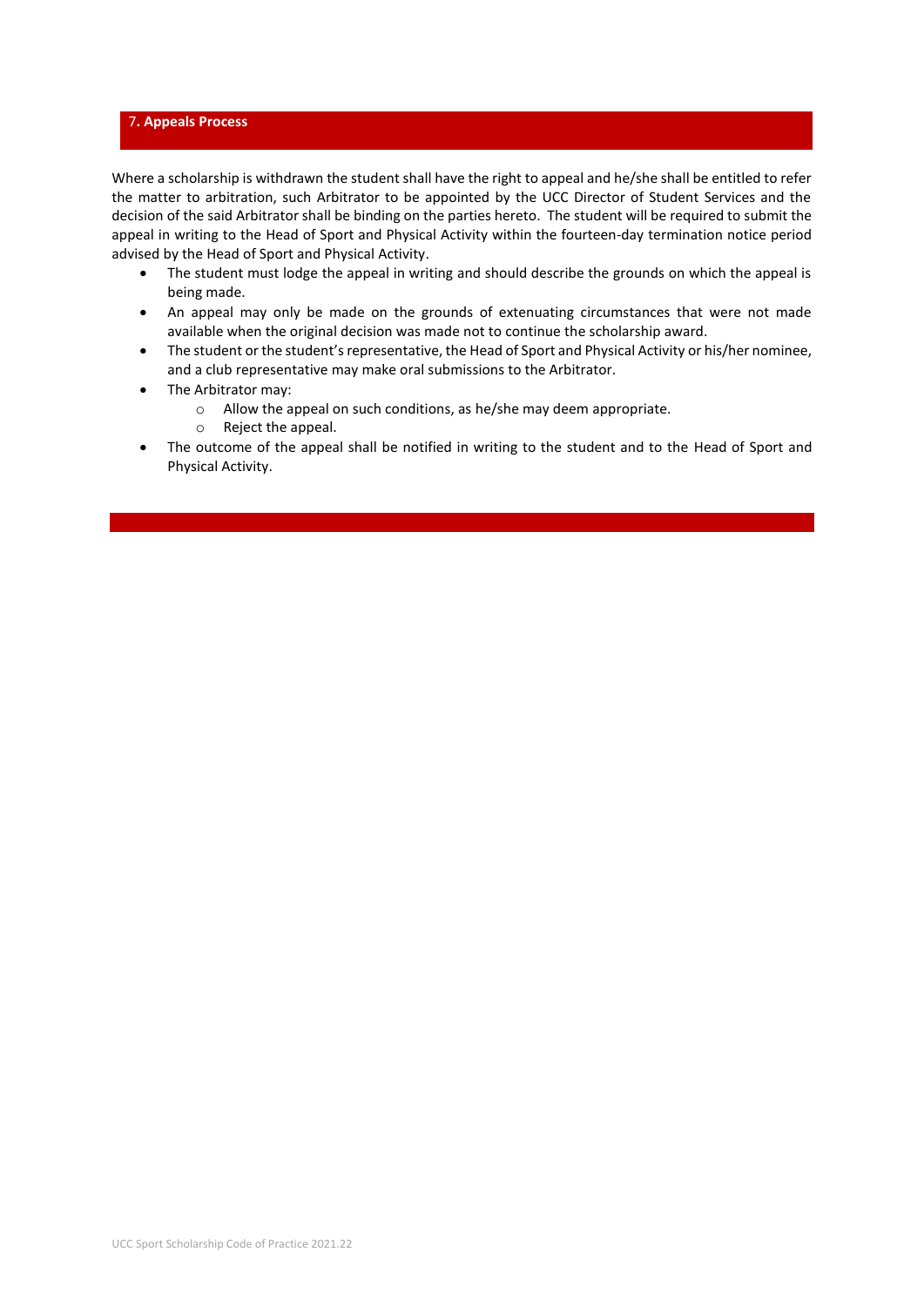## 7. Appeals Process

Where a scholarship is withdrawn the student shall have the right to appeal and he/she shall be entitled to refer the matter to arbitration, such Arbitrator to be appointed by the UCC Director of Student Services and the decision of the said Arbitrator shall be binding on the parties hereto. The student will be required to submit the appeal in writing to the Head of Sport and Physical Activity within the fourteen-day termination notice period advised by the Head of Sport and Physical Activity.

- The student must lodge the appeal in writing and should describe the grounds on which the appeal is being made.
- An appeal may only be made on the grounds of extenuating circumstances that were not made available when the original decision was made not to continue the scholarship award.
- The student or the student's representative, the Head of Sport and Physical Activity or his/her nominee, and a club representative may make oral submissions to the Arbitrator.
- The Arbitrator may:
  - Allow the appeal on such conditions, as he/she may deem appropriate.
  - Reject the appeal.
- The outcome of the appeal shall be notified in writing to the student and to the Head of Sport and Physical Activity.